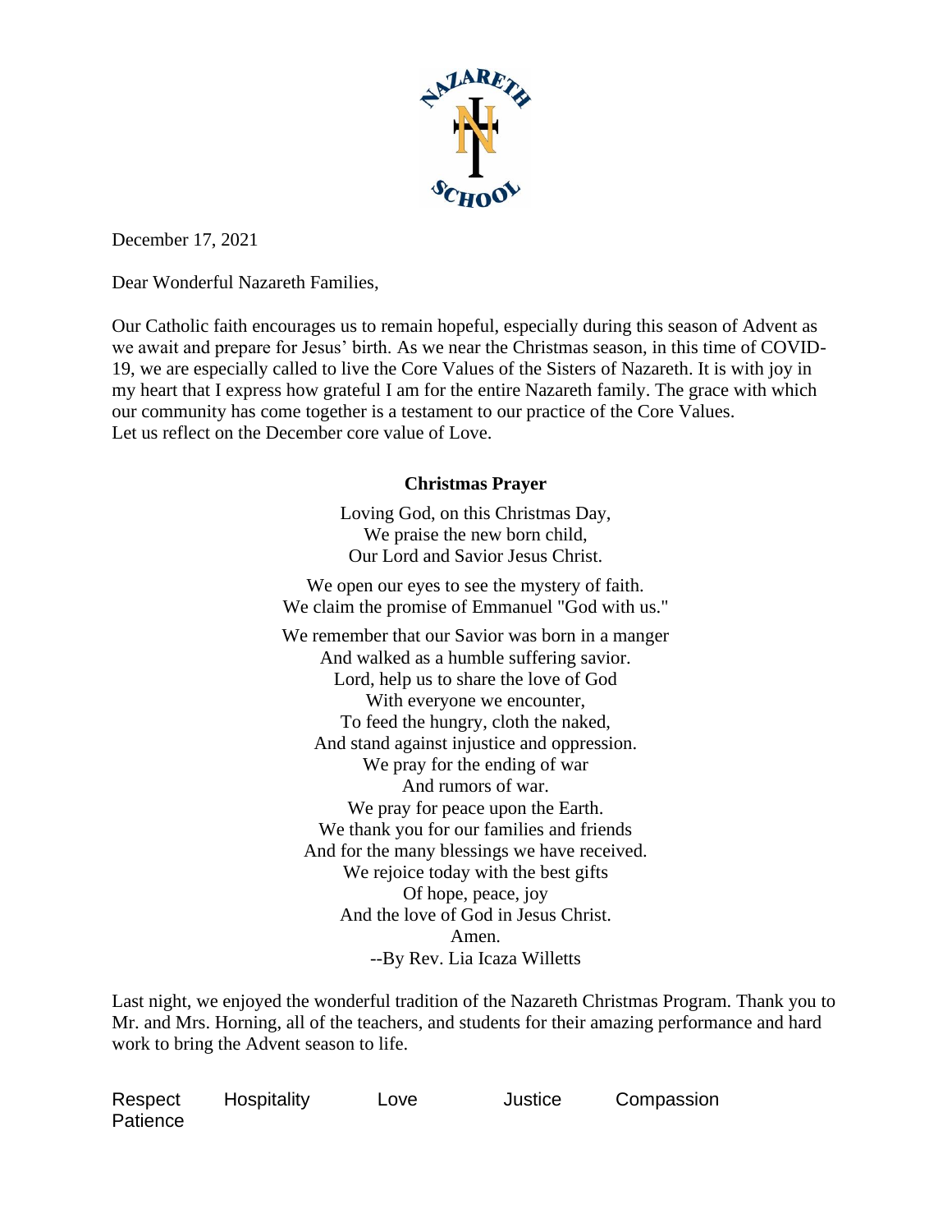December 17, 2021

Dear Wonderful Nazareth Families,

Our Catholic faith encourages us to remain hopeful, especially during this season of Advent as we await and prepare for Jesus' birth. As we near the Christmas season, in this time of COVID-19, we are especially called to live the Core Values of the Sisters of Nazareth. It is with joy in my heart that I express how grateful I am for the entire Nazareth family. The grace with which our community has come together is a testament to our practice of the Core Values.
Let us reflect on the December core value of Love.

**Christmas Prayer**

Loving God, on this Christmas Day,
We praise the new born child,
Our Lord and Savior Jesus Christ.

We open our eyes to see the mystery of faith.
We claim the promise of Emmanuel "God with us."

We remember that our Savior was born in a manger
And walked as a humble suffering savior.
Lord, help us to share the love of God
With everyone we encounter,
To feed the hungry, cloth the naked,
And stand against injustice and oppression.
We pray for the ending of war
And rumors of war.
We pray for peace upon the Earth.
We thank you for our families and friends
And for the many blessings we have received.
We rejoice today with the best gifts
Of hope, peace, joy
And the love of God in Jesus Christ.
Amen.
--By Rev. Lia Icaza Willetts

Last night, we enjoyed the wonderful tradition of the Nazareth Christmas Program. Thank you to Mr. and Mrs. Horning, all of the teachers, and students for their amazing performance and hard work to bring the Advent season to life.

Respect Hospitality Love Justice Compassion Patience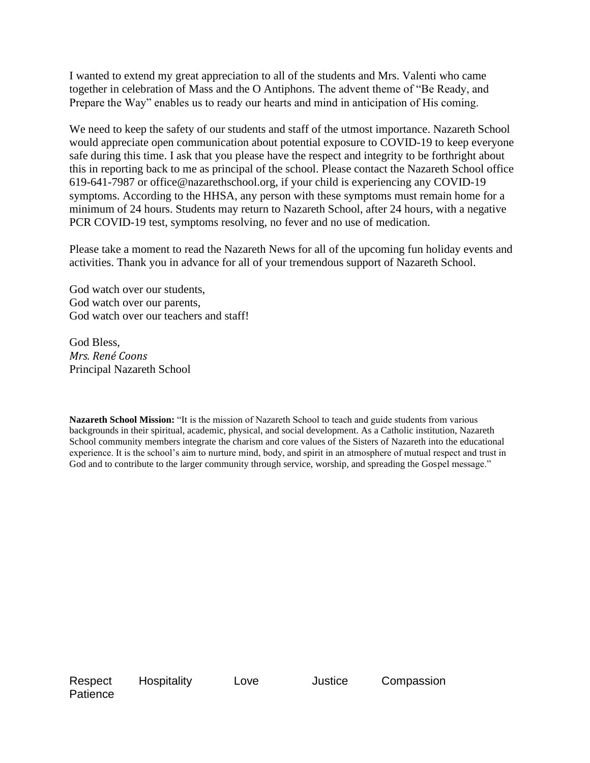I wanted to extend my great appreciation to all of the students and Mrs. Valenti who came together in celebration of Mass and the O Antiphons. The advent theme of "Be Ready, and Prepare the Way" enables us to ready our hearts and mind in anticipation of His coming.

We need to keep the safety of our students and staff of the utmost importance. Nazareth School would appreciate open communication about potential exposure to COVID-19 to keep everyone safe during this time. I ask that you please have the respect and integrity to be forthright about this in reporting back to me as principal of the school. Please contact the Nazareth School office 619-641-7987 or office@nazarethschool.org, if your child is experiencing any COVID-19 symptoms. According to the HHSA, any person with these symptoms must remain home for a minimum of 24 hours. Students may return to Nazareth School, after 24 hours, with a negative PCR COVID-19 test, symptoms resolving, no fever and no use of medication.

Please take a moment to read the Nazareth News for all of the upcoming fun holiday events and activities. Thank you in advance for all of your tremendous support of Nazareth School.

God watch over our students,
God watch over our parents,
God watch over our teachers and staff!

God Bless,
*Mrs. René Coons*
Principal Nazareth School

**Nazareth School Mission:** "It is the mission of Nazareth School to teach and guide students from various backgrounds in their spiritual, academic, physical, and social development. As a Catholic institution, Nazareth School community members integrate the charism and core values of the Sisters of Nazareth into the educational experience. It is the school's aim to nurture mind, body, and spirit in an atmosphere of mutual respect and trust in God and to contribute to the larger community through service, worship, and spreading the Gospel message."

Respect Hospitality Love Justice Compassion Patience